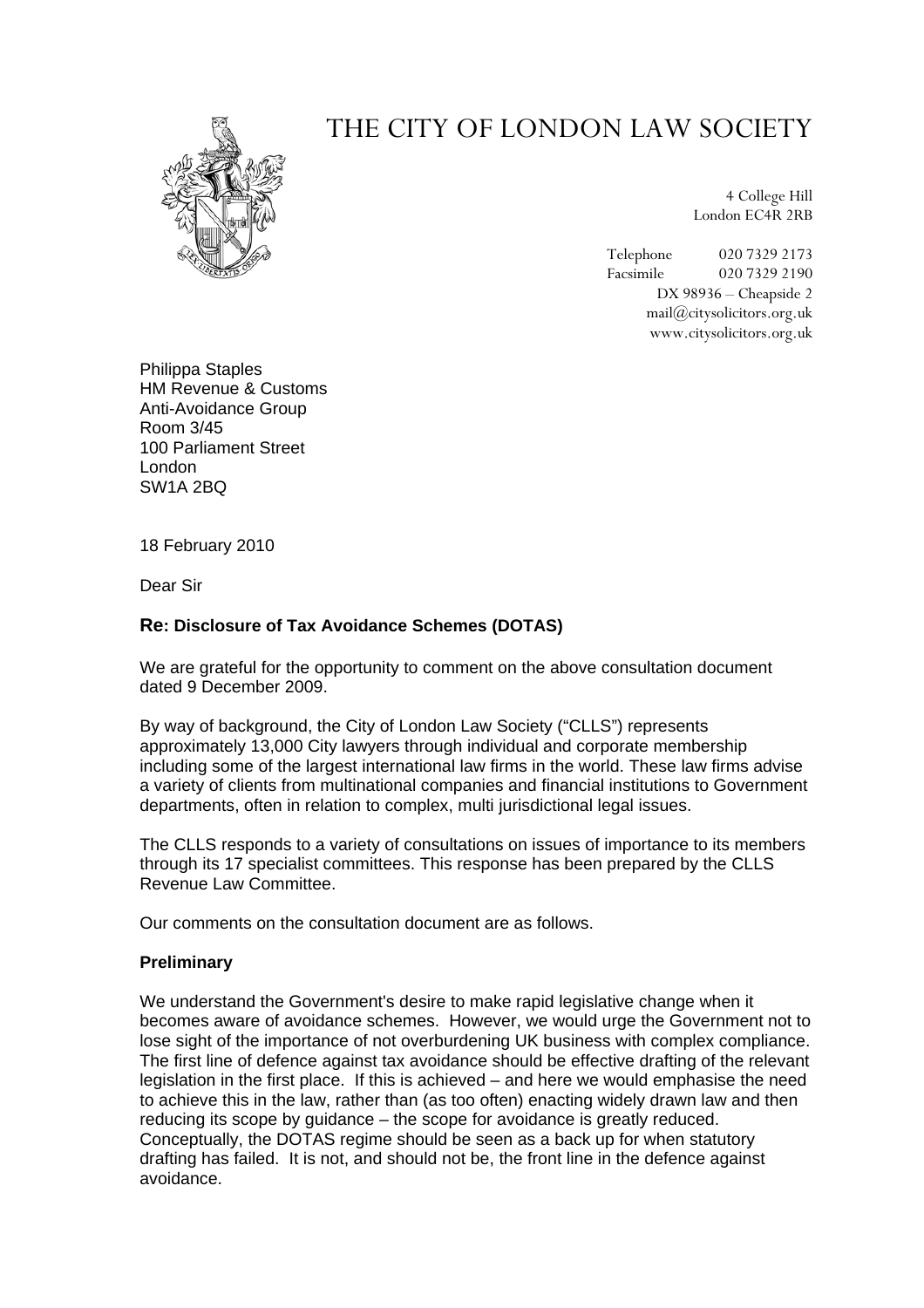# THE CITY OF LONDON LAW SOCIETY

4 College Hill
London EC4R 2RB

Telephone 020 7329 2173
Facsimile 020 7329 2190
DX 98936 – Cheapside 2
mail@citysolicitors.org.uk
www.citysolicitors.org.uk

Philippa Staples
HM Revenue & Customs
Anti-Avoidance Group
Room 3/45
100 Parliament Street
London
SW1A 2BQ

18 February 2010

Dear Sir

### Re: Disclosure of Tax Avoidance Schemes (DOTAS)

We are grateful for the opportunity to comment on the above consultation document dated 9 December 2009.

By way of background, the City of London Law Society ("CLLS") represents approximately 13,000 City lawyers through individual and corporate membership including some of the largest international law firms in the world. These law firms advise a variety of clients from multinational companies and financial institutions to Government departments, often in relation to complex, multi jurisdictional legal issues.

The CLLS responds to a variety of consultations on issues of importance to its members through its 17 specialist committees. This response has been prepared by the CLLS Revenue Law Committee.

Our comments on the consultation document are as follows.

**Preliminary**

We understand the Government's desire to make rapid legislative change when it becomes aware of avoidance schemes. However, we would urge the Government not to lose sight of the importance of not overburdening UK business with complex compliance. The first line of defence against tax avoidance should be effective drafting of the relevant legislation in the first place. If this is achieved – and here we would emphasise the need to achieve this in the law, rather than (as too often) enacting widely drawn law and then reducing its scope by guidance – the scope for avoidance is greatly reduced. Conceptually, the DOTAS regime should be seen as a back up for when statutory drafting has failed. It is not, and should not be, the front line in the defence against avoidance.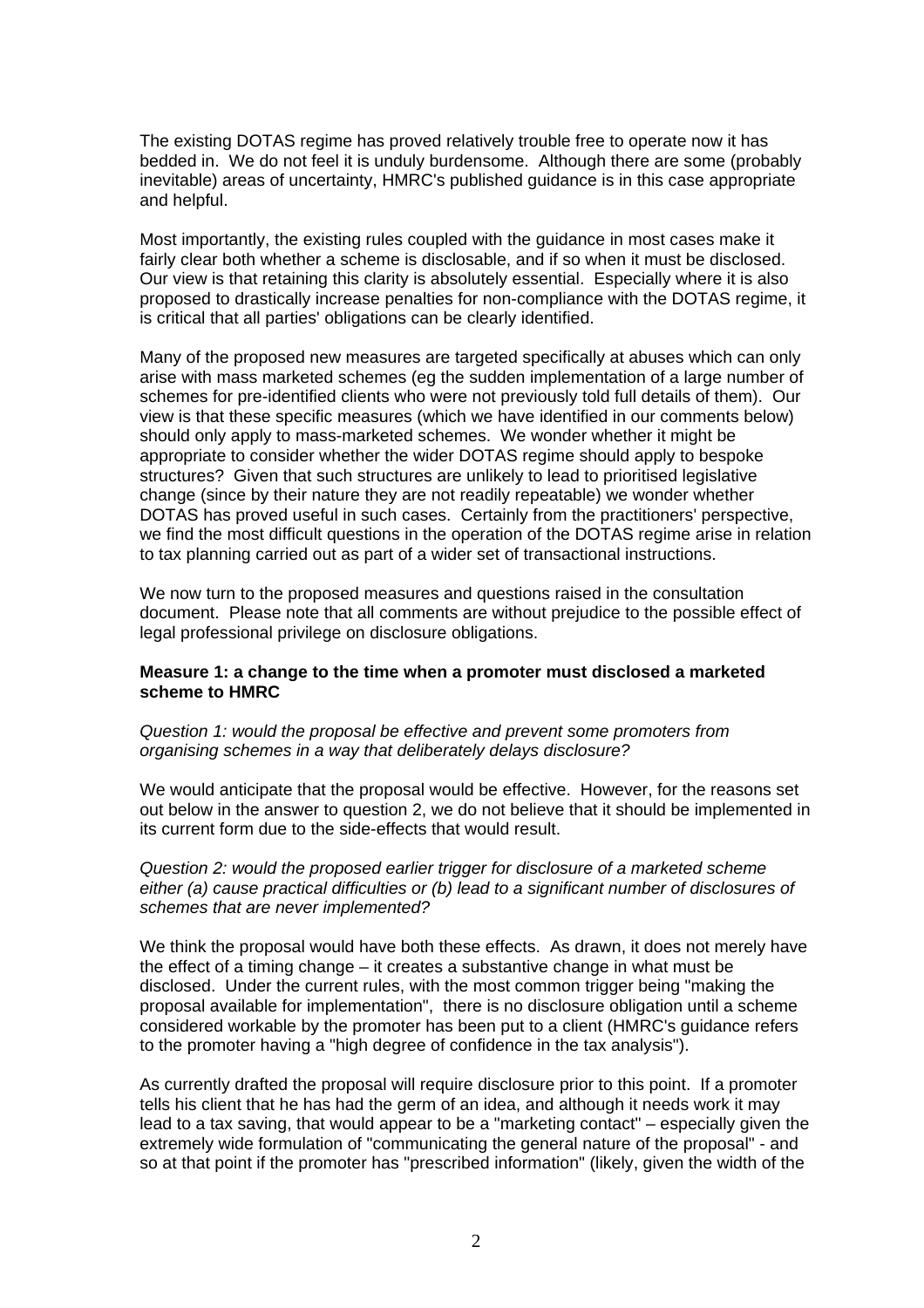The existing DOTAS regime has proved relatively trouble free to operate now it has bedded in. We do not feel it is unduly burdensome. Although there are some (probably inevitable) areas of uncertainty, HMRC's published guidance is in this case appropriate and helpful.

Most importantly, the existing rules coupled with the guidance in most cases make it fairly clear both whether a scheme is disclosable, and if so when it must be disclosed. Our view is that retaining this clarity is absolutely essential. Especially where it is also proposed to drastically increase penalties for non-compliance with the DOTAS regime, it is critical that all parties' obligations can be clearly identified.

Many of the proposed new measures are targeted specifically at abuses which can only arise with mass marketed schemes (eg the sudden implementation of a large number of schemes for pre-identified clients who were not previously told full details of them). Our view is that these specific measures (which we have identified in our comments below) should only apply to mass-marketed schemes. We wonder whether it might be appropriate to consider whether the wider DOTAS regime should apply to bespoke structures? Given that such structures are unlikely to lead to prioritised legislative change (since by their nature they are not readily repeatable) we wonder whether DOTAS has proved useful in such cases. Certainly from the practitioners' perspective, we find the most difficult questions in the operation of the DOTAS regime arise in relation to tax planning carried out as part of a wider set of transactional instructions.

We now turn to the proposed measures and questions raised in the consultation document. Please note that all comments are without prejudice to the possible effect of legal professional privilege on disclosure obligations.

**Measure 1: a change to the time when a promoter must disclosed a marketed scheme to HMRC**

*Question 1: would the proposal be effective and prevent some promoters from organising schemes in a way that deliberately delays disclosure?*

We would anticipate that the proposal would be effective. However, for the reasons set out below in the answer to question 2, we do not believe that it should be implemented in its current form due to the side-effects that would result.

*Question 2: would the proposed earlier trigger for disclosure of a marketed scheme either (a) cause practical difficulties or (b) lead to a significant number of disclosures of schemes that are never implemented?*

We think the proposal would have both these effects. As drawn, it does not merely have the effect of a timing change – it creates a substantive change in what must be disclosed. Under the current rules, with the most common trigger being "making the proposal available for implementation", there is no disclosure obligation until a scheme considered workable by the promoter has been put to a client (HMRC's guidance refers to the promoter having a "high degree of confidence in the tax analysis").

As currently drafted the proposal will require disclosure prior to this point. If a promoter tells his client that he has had the germ of an idea, and although it needs work it may lead to a tax saving, that would appear to be a "marketing contact" – especially given the extremely wide formulation of "communicating the general nature of the proposal" - and so at that point if the promoter has "prescribed information" (likely, given the width of the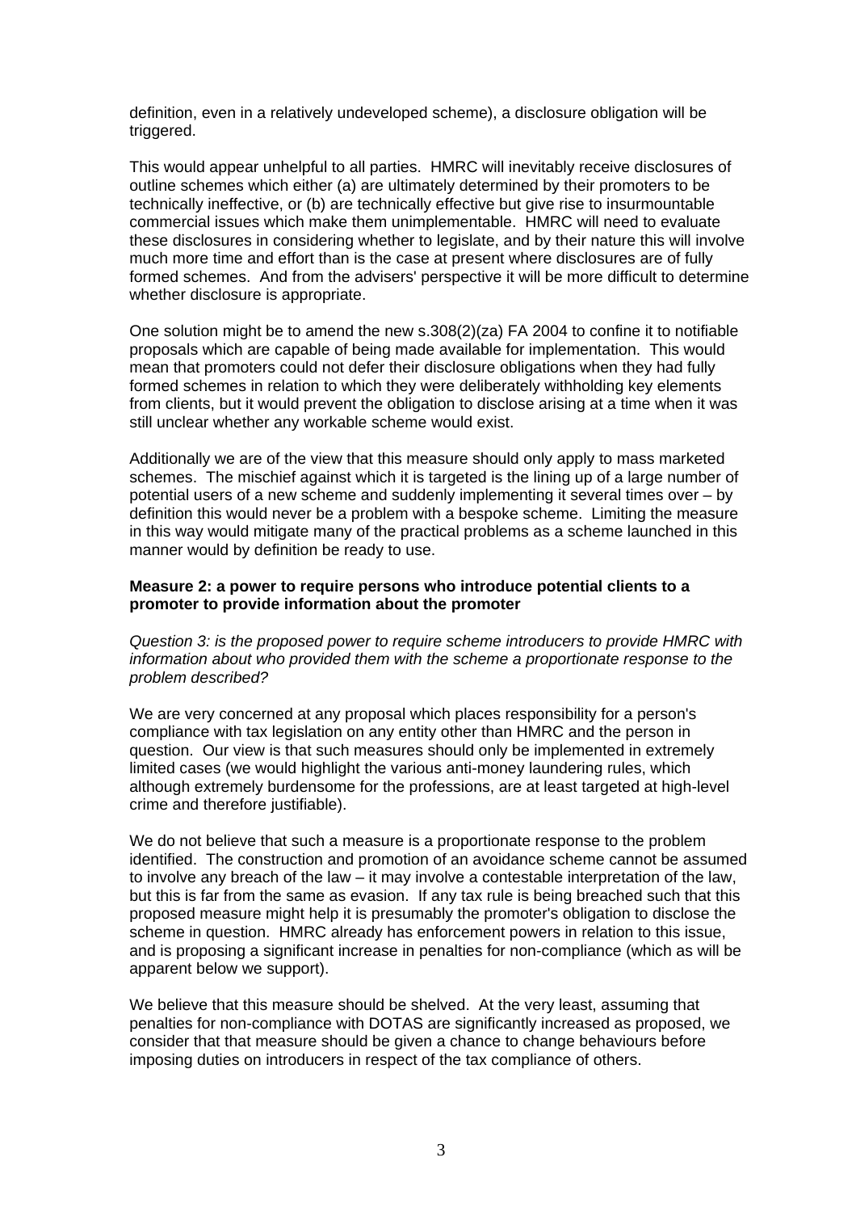definition, even in a relatively undeveloped scheme), a disclosure obligation will be triggered.

This would appear unhelpful to all parties. HMRC will inevitably receive disclosures of outline schemes which either (a) are ultimately determined by their promoters to be technically ineffective, or (b) are technically effective but give rise to insurmountable commercial issues which make them unimplementable. HMRC will need to evaluate these disclosures in considering whether to legislate, and by their nature this will involve much more time and effort than is the case at present where disclosures are of fully formed schemes. And from the advisers' perspective it will be more difficult to determine whether disclosure is appropriate.

One solution might be to amend the new s.308(2)(za) FA 2004 to confine it to notifiable proposals which are capable of being made available for implementation. This would mean that promoters could not defer their disclosure obligations when they had fully formed schemes in relation to which they were deliberately withholding key elements from clients, but it would prevent the obligation to disclose arising at a time when it was still unclear whether any workable scheme would exist.

Additionally we are of the view that this measure should only apply to mass marketed schemes. The mischief against which it is targeted is the lining up of a large number of potential users of a new scheme and suddenly implementing it several times over – by definition this would never be a problem with a bespoke scheme. Limiting the measure in this way would mitigate many of the practical problems as a scheme launched in this manner would by definition be ready to use.

**Measure 2: a power to require persons who introduce potential clients to a promoter to provide information about the promoter**

*Question 3: is the proposed power to require scheme introducers to provide HMRC with information about who provided them with the scheme a proportionate response to the problem described?*

We are very concerned at any proposal which places responsibility for a person's compliance with tax legislation on any entity other than HMRC and the person in question. Our view is that such measures should only be implemented in extremely limited cases (we would highlight the various anti-money laundering rules, which although extremely burdensome for the professions, are at least targeted at high-level crime and therefore justifiable).

We do not believe that such a measure is a proportionate response to the problem identified. The construction and promotion of an avoidance scheme cannot be assumed to involve any breach of the law – it may involve a contestable interpretation of the law, but this is far from the same as evasion. If any tax rule is being breached such that this proposed measure might help it is presumably the promoter's obligation to disclose the scheme in question. HMRC already has enforcement powers in relation to this issue, and is proposing a significant increase in penalties for non-compliance (which as will be apparent below we support).

We believe that this measure should be shelved. At the very least, assuming that penalties for non-compliance with DOTAS are significantly increased as proposed, we consider that that measure should be given a chance to change behaviours before imposing duties on introducers in respect of the tax compliance of others.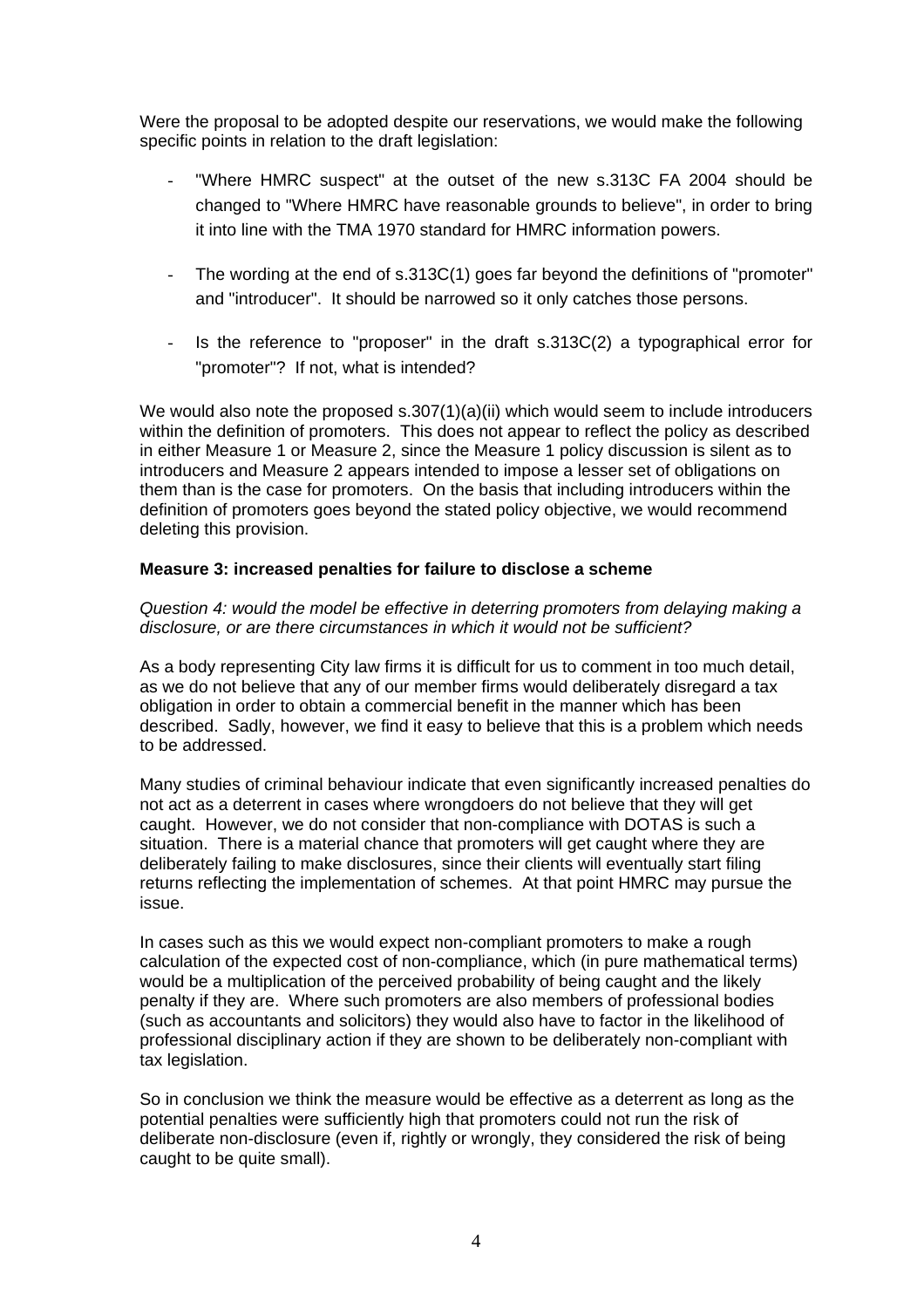Were the proposal to be adopted despite our reservations, we would make the following specific points in relation to the draft legislation:

- "Where HMRC suspect" at the outset of the new s.313C FA 2004 should be changed to "Where HMRC have reasonable grounds to believe", in order to bring it into line with the TMA 1970 standard for HMRC information powers.

- The wording at the end of s.313C(1) goes far beyond the definitions of "promoter" and "introducer". It should be narrowed so it only catches those persons.

- Is the reference to "proposer" in the draft s.313C(2) a typographical error for "promoter"? If not, what is intended?

We would also note the proposed s.307(1)(a)(ii) which would seem to include introducers within the definition of promoters. This does not appear to reflect the policy as described in either Measure 1 or Measure 2, since the Measure 1 policy discussion is silent as to introducers and Measure 2 appears intended to impose a lesser set of obligations on them than is the case for promoters. On the basis that including introducers within the definition of promoters goes beyond the stated policy objective, we would recommend deleting this provision.

**Measure 3: increased penalties for failure to disclose a scheme**

*Question 4: would the model be effective in deterring promoters from delaying making a disclosure, or are there circumstances in which it would not be sufficient?*

As a body representing City law firms it is difficult for us to comment in too much detail, as we do not believe that any of our member firms would deliberately disregard a tax obligation in order to obtain a commercial benefit in the manner which has been described. Sadly, however, we find it easy to believe that this is a problem which needs to be addressed.

Many studies of criminal behaviour indicate that even significantly increased penalties do not act as a deterrent in cases where wrongdoers do not believe that they will get caught. However, we do not consider that non-compliance with DOTAS is such a situation. There is a material chance that promoters will get caught where they are deliberately failing to make disclosures, since their clients will eventually start filing returns reflecting the implementation of schemes. At that point HMRC may pursue the issue.

In cases such as this we would expect non-compliant promoters to make a rough calculation of the expected cost of non-compliance, which (in pure mathematical terms) would be a multiplication of the perceived probability of being caught and the likely penalty if they are. Where such promoters are also members of professional bodies (such as accountants and solicitors) they would also have to factor in the likelihood of professional disciplinary action if they are shown to be deliberately non-compliant with tax legislation.

So in conclusion we think the measure would be effective as a deterrent as long as the potential penalties were sufficiently high that promoters could not run the risk of deliberate non-disclosure (even if, rightly or wrongly, they considered the risk of being caught to be quite small).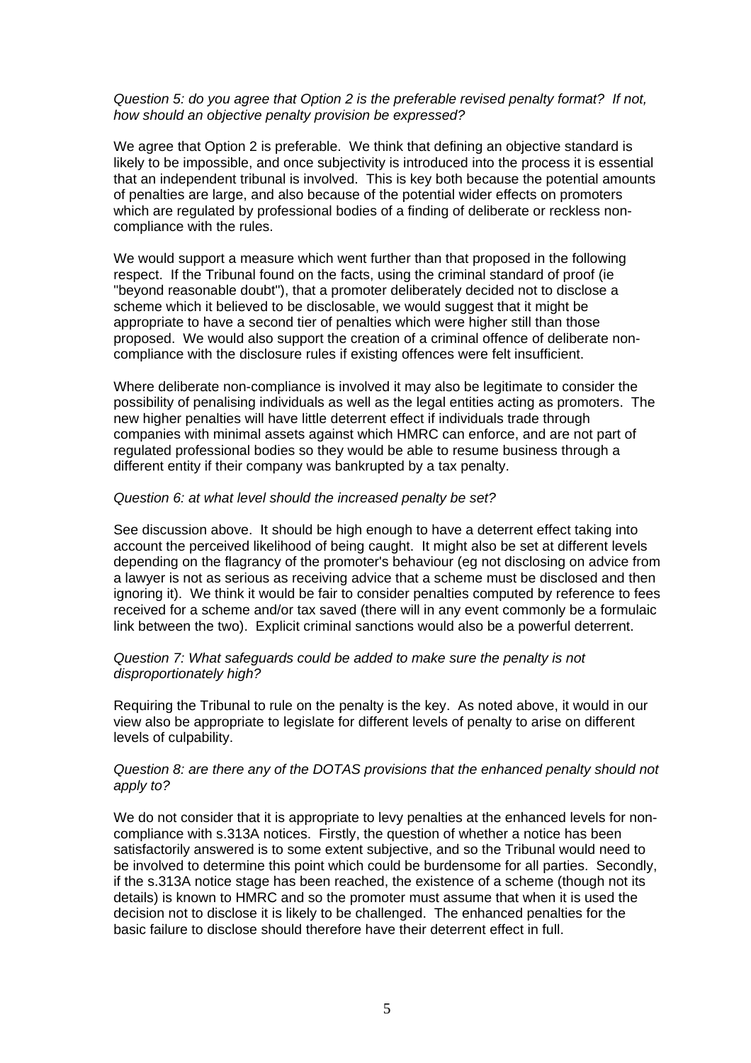*Question 5: do you agree that Option 2 is the preferable revised penalty format? If not, how should an objective penalty provision be expressed?*

We agree that Option 2 is preferable. We think that defining an objective standard is likely to be impossible, and once subjectivity is introduced into the process it is essential that an independent tribunal is involved. This is key both because the potential amounts of penalties are large, and also because of the potential wider effects on promoters which are regulated by professional bodies of a finding of deliberate or reckless non-compliance with the rules.

We would support a measure which went further than that proposed in the following respect. If the Tribunal found on the facts, using the criminal standard of proof (ie "beyond reasonable doubt"), that a promoter deliberately decided not to disclose a scheme which it believed to be disclosable, we would suggest that it might be appropriate to have a second tier of penalties which were higher still than those proposed. We would also support the creation of a criminal offence of deliberate non-compliance with the disclosure rules if existing offences were felt insufficient.

Where deliberate non-compliance is involved it may also be legitimate to consider the possibility of penalising individuals as well as the legal entities acting as promoters. The new higher penalties will have little deterrent effect if individuals trade through companies with minimal assets against which HMRC can enforce, and are not part of regulated professional bodies so they would be able to resume business through a different entity if their company was bankrupted by a tax penalty.

*Question 6: at what level should the increased penalty be set?*

See discussion above. It should be high enough to have a deterrent effect taking into account the perceived likelihood of being caught. It might also be set at different levels depending on the flagrancy of the promoter's behaviour (eg not disclosing on advice from a lawyer is not as serious as receiving advice that a scheme must be disclosed and then ignoring it). We think it would be fair to consider penalties computed by reference to fees received for a scheme and/or tax saved (there will in any event commonly be a formulaic link between the two). Explicit criminal sanctions would also be a powerful deterrent.

*Question 7: What safeguards could be added to make sure the penalty is not disproportionately high?*

Requiring the Tribunal to rule on the penalty is the key. As noted above, it would in our view also be appropriate to legislate for different levels of penalty to arise on different levels of culpability.

*Question 8: are there any of the DOTAS provisions that the enhanced penalty should not apply to?*

We do not consider that it is appropriate to levy penalties at the enhanced levels for non-compliance with s.313A notices. Firstly, the question of whether a notice has been satisfactorily answered is to some extent subjective, and so the Tribunal would need to be involved to determine this point which could be burdensome for all parties. Secondly, if the s.313A notice stage has been reached, the existence of a scheme (though not its details) is known to HMRC and so the promoter must assume that when it is used the decision not to disclose it is likely to be challenged. The enhanced penalties for the basic failure to disclose should therefore have their deterrent effect in full.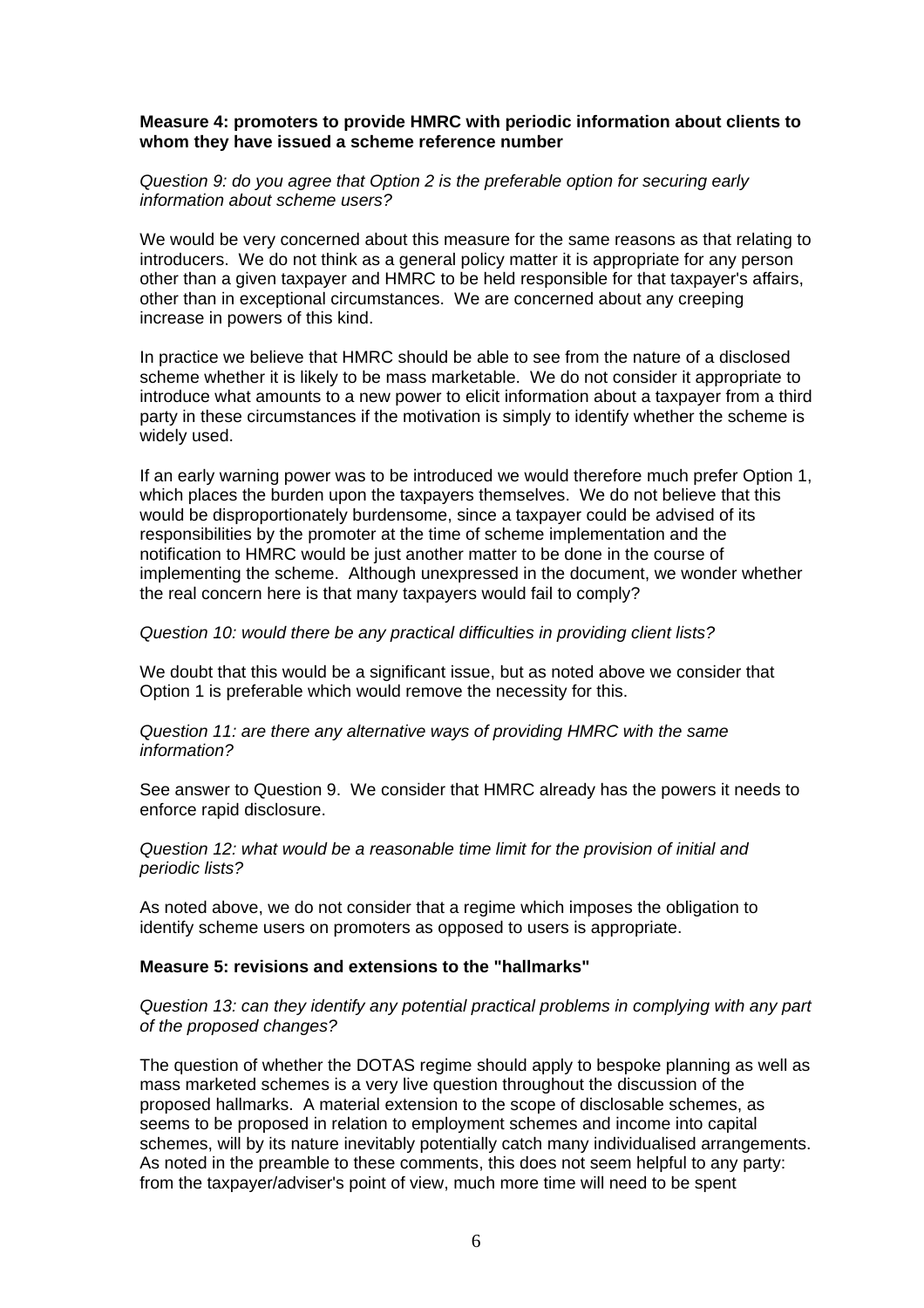**Measure 4: promoters to provide HMRC with periodic information about clients to whom they have issued a scheme reference number**

*Question 9: do you agree that Option 2 is the preferable option for securing early information about scheme users?*

We would be very concerned about this measure for the same reasons as that relating to introducers. We do not think as a general policy matter it is appropriate for any person other than a given taxpayer and HMRC to be held responsible for that taxpayer's affairs, other than in exceptional circumstances. We are concerned about any creeping increase in powers of this kind.

In practice we believe that HMRC should be able to see from the nature of a disclosed scheme whether it is likely to be mass marketable. We do not consider it appropriate to introduce what amounts to a new power to elicit information about a taxpayer from a third party in these circumstances if the motivation is simply to identify whether the scheme is widely used.

If an early warning power was to be introduced we would therefore much prefer Option 1, which places the burden upon the taxpayers themselves. We do not believe that this would be disproportionately burdensome, since a taxpayer could be advised of its responsibilities by the promoter at the time of scheme implementation and the notification to HMRC would be just another matter to be done in the course of implementing the scheme. Although unexpressed in the document, we wonder whether the real concern here is that many taxpayers would fail to comply?

*Question 10: would there be any practical difficulties in providing client lists?*

We doubt that this would be a significant issue, but as noted above we consider that Option 1 is preferable which would remove the necessity for this.

*Question 11: are there any alternative ways of providing HMRC with the same information?*

See answer to Question 9. We consider that HMRC already has the powers it needs to enforce rapid disclosure.

*Question 12: what would be a reasonable time limit for the provision of initial and periodic lists?*

As noted above, we do not consider that a regime which imposes the obligation to identify scheme users on promoters as opposed to users is appropriate.

**Measure 5: revisions and extensions to the "hallmarks"**

*Question 13: can they identify any potential practical problems in complying with any part of the proposed changes?*

The question of whether the DOTAS regime should apply to bespoke planning as well as mass marketed schemes is a very live question throughout the discussion of the proposed hallmarks. A material extension to the scope of disclosable schemes, as seems to be proposed in relation to employment schemes and income into capital schemes, will by its nature inevitably potentially catch many individualised arrangements. As noted in the preamble to these comments, this does not seem helpful to any party: from the taxpayer/adviser's point of view, much more time will need to be spent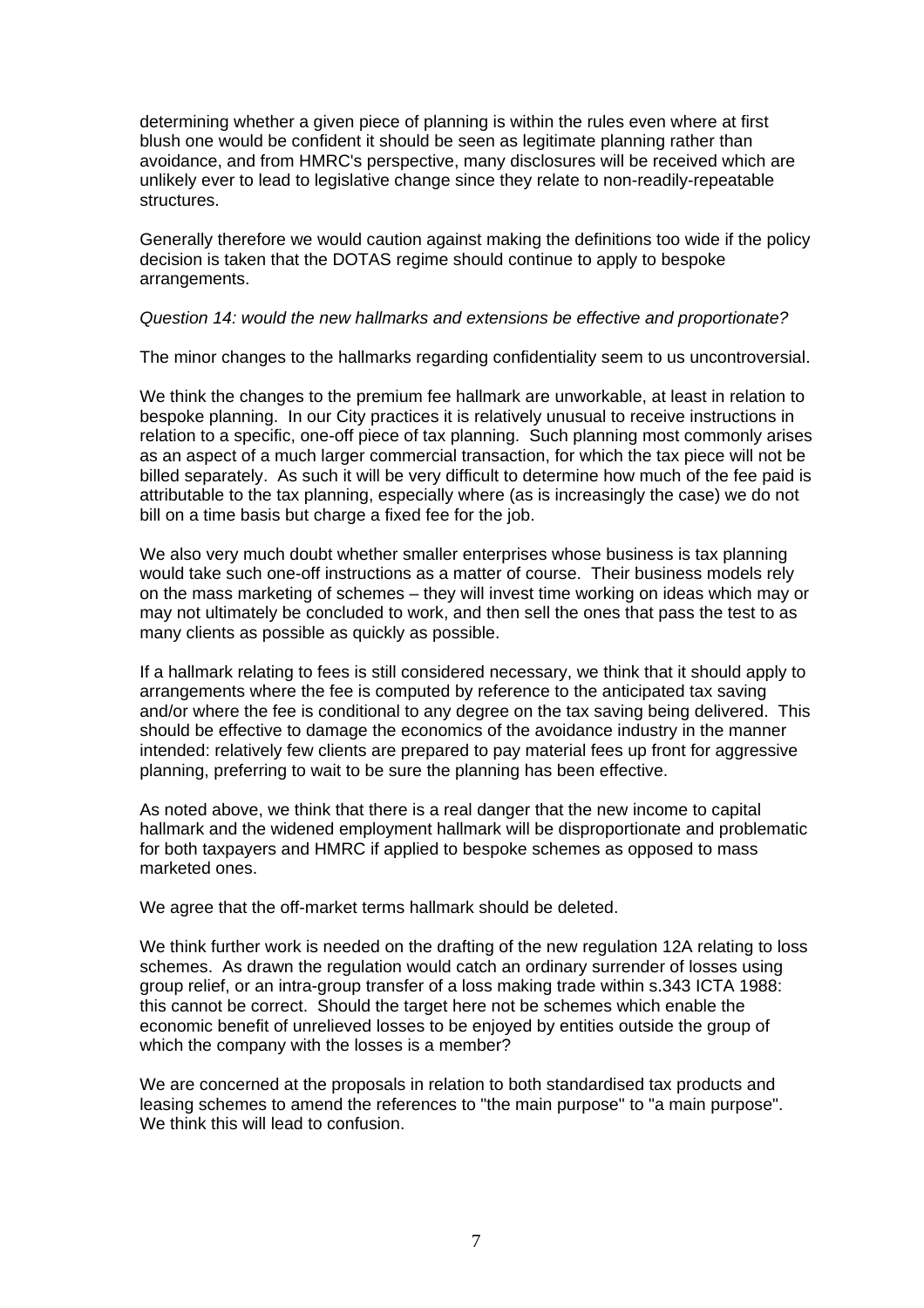determining whether a given piece of planning is within the rules even where at first blush one would be confident it should be seen as legitimate planning rather than avoidance, and from HMRC's perspective, many disclosures will be received which are unlikely ever to lead to legislative change since they relate to non-readily-repeatable structures.

Generally therefore we would caution against making the definitions too wide if the policy decision is taken that the DOTAS regime should continue to apply to bespoke arrangements.

*Question 14: would the new hallmarks and extensions be effective and proportionate?*

The minor changes to the hallmarks regarding confidentiality seem to us uncontroversial.

We think the changes to the premium fee hallmark are unworkable, at least in relation to bespoke planning. In our City practices it is relatively unusual to receive instructions in relation to a specific, one-off piece of tax planning. Such planning most commonly arises as an aspect of a much larger commercial transaction, for which the tax piece will not be billed separately. As such it will be very difficult to determine how much of the fee paid is attributable to the tax planning, especially where (as is increasingly the case) we do not bill on a time basis but charge a fixed fee for the job.

We also very much doubt whether smaller enterprises whose business is tax planning would take such one-off instructions as a matter of course. Their business models rely on the mass marketing of schemes – they will invest time working on ideas which may or may not ultimately be concluded to work, and then sell the ones that pass the test to as many clients as possible as quickly as possible.

If a hallmark relating to fees is still considered necessary, we think that it should apply to arrangements where the fee is computed by reference to the anticipated tax saving and/or where the fee is conditional to any degree on the tax saving being delivered. This should be effective to damage the economics of the avoidance industry in the manner intended: relatively few clients are prepared to pay material fees up front for aggressive planning, preferring to wait to be sure the planning has been effective.

As noted above, we think that there is a real danger that the new income to capital hallmark and the widened employment hallmark will be disproportionate and problematic for both taxpayers and HMRC if applied to bespoke schemes as opposed to mass marketed ones.

We agree that the off-market terms hallmark should be deleted.

We think further work is needed on the drafting of the new regulation 12A relating to loss schemes. As drawn the regulation would catch an ordinary surrender of losses using group relief, or an intra-group transfer of a loss making trade within s.343 ICTA 1988: this cannot be correct. Should the target here not be schemes which enable the economic benefit of unrelieved losses to be enjoyed by entities outside the group of which the company with the losses is a member?

We are concerned at the proposals in relation to both standardised tax products and leasing schemes to amend the references to "the main purpose" to "a main purpose". We think this will lead to confusion.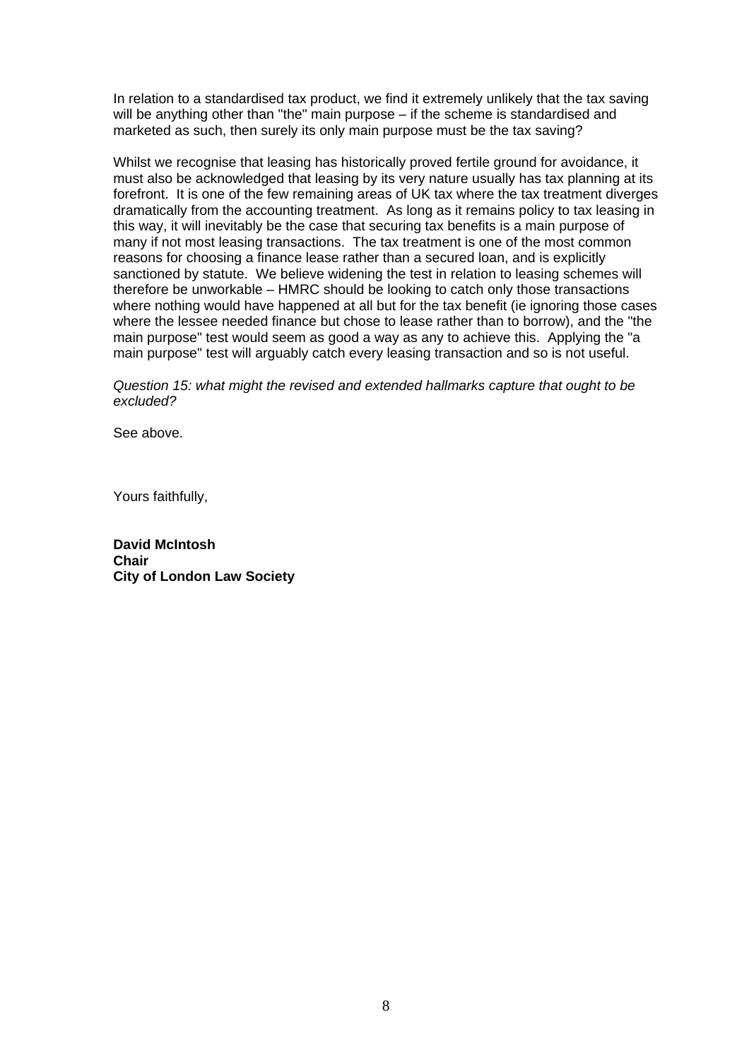In relation to a standardised tax product, we find it extremely unlikely that the tax saving will be anything other than "the" main purpose – if the scheme is standardised and marketed as such, then surely its only main purpose must be the tax saving?

Whilst we recognise that leasing has historically proved fertile ground for avoidance, it must also be acknowledged that leasing by its very nature usually has tax planning at its forefront. It is one of the few remaining areas of UK tax where the tax treatment diverges dramatically from the accounting treatment. As long as it remains policy to tax leasing in this way, it will inevitably be the case that securing tax benefits is a main purpose of many if not most leasing transactions. The tax treatment is one of the most common reasons for choosing a finance lease rather than a secured loan, and is explicitly sanctioned by statute. We believe widening the test in relation to leasing schemes will therefore be unworkable – HMRC should be looking to catch only those transactions where nothing would have happened at all but for the tax benefit (ie ignoring those cases where the lessee needed finance but chose to lease rather than to borrow), and the "the main purpose" test would seem as good a way as any to achieve this. Applying the "a main purpose" test will arguably catch every leasing transaction and so is not useful.

*Question 15: what might the revised and extended hallmarks capture that ought to be excluded?*

See above.

Yours faithfully,

**David McIntosh**
**Chair**
**City of London Law Society**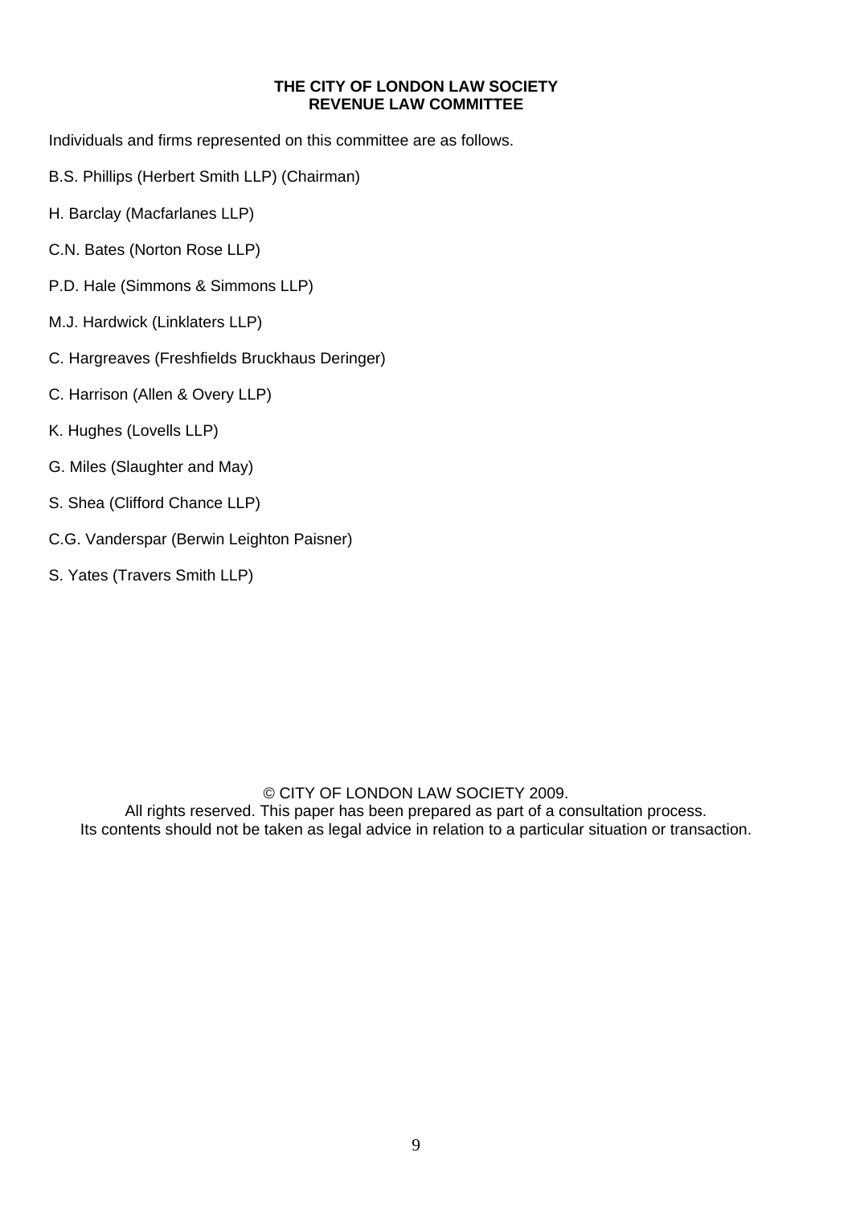**THE CITY OF LONDON LAW SOCIETY**
**REVENUE LAW COMMITTEE**

Individuals and firms represented on this committee are as follows.

B.S. Phillips (Herbert Smith LLP) (Chairman)

H. Barclay (Macfarlanes LLP)

C.N. Bates (Norton Rose LLP)

P.D. Hale (Simmons & Simmons LLP)

M.J. Hardwick (Linklaters LLP)

C. Hargreaves (Freshfields Bruckhaus Deringer)

C. Harrison (Allen & Overy LLP)

K. Hughes (Lovells LLP)

G. Miles (Slaughter and May)

S. Shea (Clifford Chance LLP)

C.G. Vanderspar (Berwin Leighton Paisner)

S. Yates (Travers Smith LLP)

© CITY OF LONDON LAW SOCIETY 2009.
All rights reserved. This paper has been prepared as part of a consultation process.
Its contents should not be taken as legal advice in relation to a particular situation or transaction.